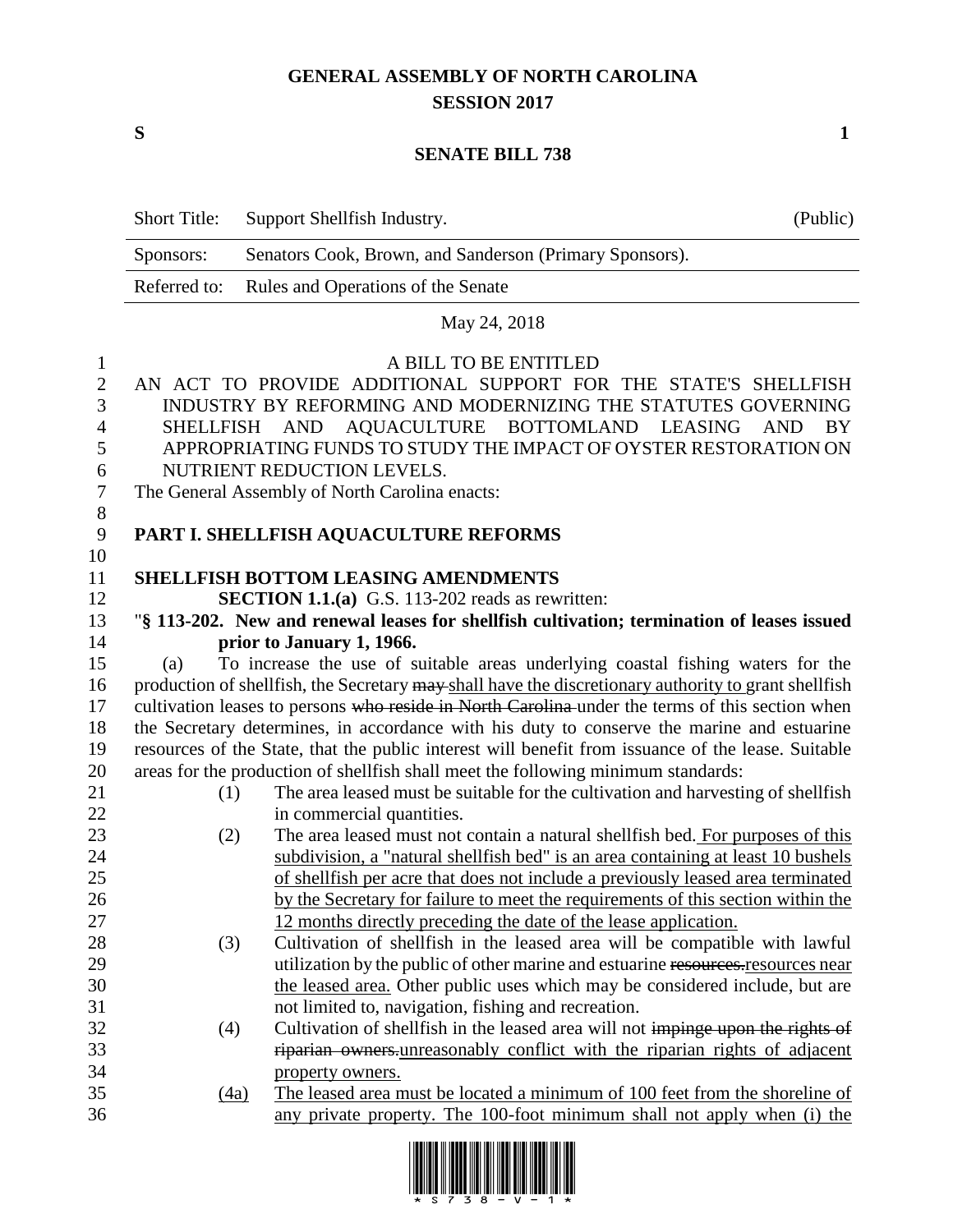# GENERAL ASSEMBLY OF NORTH CAROLINA
## SESSION 2017

**S** **1**

## SENATE BILL 738

| Short Title: | Support Shellfish Industry. | (Public) |
|---|---|---|
| Sponsors: | Senators Cook, Brown, and Sanderson (Primary Sponsors). | |
| Referred to: | Rules and Operations of the Senate | |

May 24, 2018

A BILL TO BE ENTITLED

AN ACT TO PROVIDE ADDITIONAL SUPPORT FOR THE STATE'S SHELLFISH INDUSTRY BY REFORMING AND MODERNIZING THE STATUTES GOVERNING SHELLFISH AND AQUACULTURE BOTTOMLAND LEASING AND BY APPROPRIATING FUNDS TO STUDY THE IMPACT OF OYSTER RESTORATION ON NUTRIENT REDUCTION LEVELS.

The General Assembly of North Carolina enacts:

**PART I. SHELLFISH AQUACULTURE REFORMS**

**SHELLFISH BOTTOM LEASING AMENDMENTS**

**SECTION 1.1.(a)** G.S. 113-202 reads as rewritten:

"**§ 113-202. New and renewal leases for shellfish cultivation; termination of leases issued prior to January 1, 1966.**

(a) To increase the use of suitable areas underlying coastal fishing waters for the production of shellfish, the Secretary ~~may~~ <u>shall have the discretionary authority to</u> grant shellfish cultivation leases to persons ~~who reside in North Carolina~~ under the terms of this section when the Secretary determines, in accordance with his duty to conserve the marine and estuarine resources of the State, that the public interest will benefit from issuance of the lease. Suitable areas for the production of shellfish shall meet the following minimum standards:

(1) The area leased must be suitable for the cultivation and harvesting of shellfish in commercial quantities.

(2) The area leased must not contain a natural shellfish bed. <u>For purposes of this subdivision, a "natural shellfish bed" is an area containing at least 10 bushels of shellfish per acre that does not include a previously leased area terminated by the Secretary for failure to meet the requirements of this section within the 12 months directly preceding the date of the lease application.</u>

(3) Cultivation of shellfish in the leased area will be compatible with lawful utilization by the public of other marine and estuarine ~~resources.~~<u>resources near the leased area.</u> Other public uses which may be considered include, but are not limited to, navigation, fishing and recreation.

(4) Cultivation of shellfish in the leased area will not ~~impinge upon the rights of riparian owners.~~<u>unreasonably conflict with the riparian rights of adjacent property owners.</u>

<u>(4a)</u> <u>The leased area must be located a minimum of 100 feet from the shoreline of any private property. The 100-foot minimum shall not apply when (i) the</u>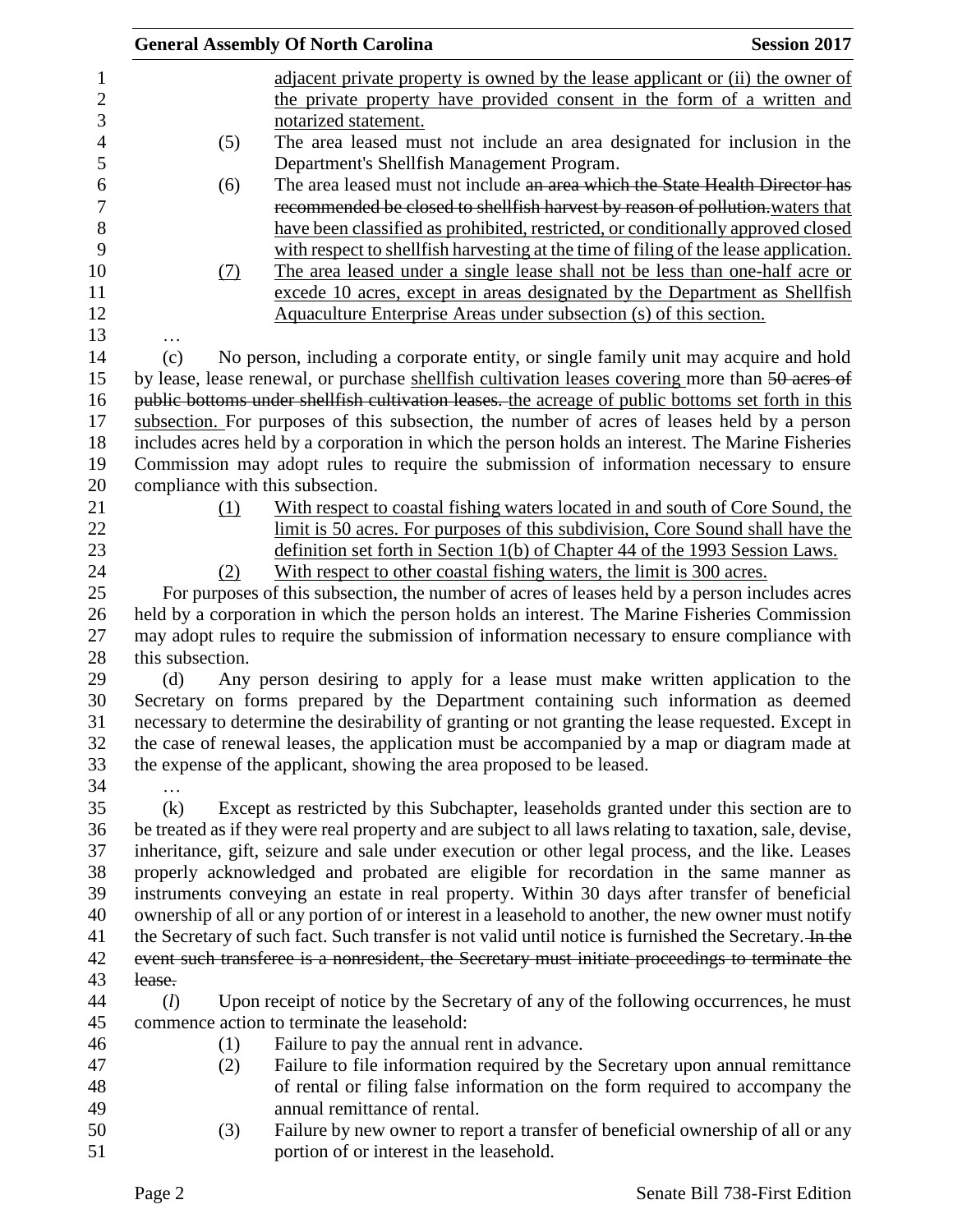adjacent private property is owned by the lease applicant or (ii) the owner of the private property have provided consent in the form of a written and notarized statement.

(5) The area leased must not include an area designated for inclusion in the Department's Shellfish Management Program.

(6) The area leased must not include ~~an area which the State Health Director has recommended be closed to shellfish harvest by reason of pollution.~~waters that have been classified as prohibited, restricted, or conditionally approved closed with respect to shellfish harvesting at the time of filing of the lease application.

(7) The area leased under a single lease shall not be less than one-half acre or excede 10 acres, except in areas designated by the Department as Shellfish Aquaculture Enterprise Areas under subsection (s) of this section.

…

(c) No person, including a corporate entity, or single family unit may acquire and hold by lease, lease renewal, or purchase shellfish cultivation leases covering more than ~~50 acres of public bottoms under shellfish cultivation leases.~~ the acreage of public bottoms set forth in this subsection. For purposes of this subsection, the number of acres of leases held by a person includes acres held by a corporation in which the person holds an interest. The Marine Fisheries Commission may adopt rules to require the submission of information necessary to ensure compliance with this subsection.

(1) With respect to coastal fishing waters located in and south of Core Sound, the limit is 50 acres. For purposes of this subdivision, Core Sound shall have the definition set forth in Section 1(b) of Chapter 44 of the 1993 Session Laws.

(2) With respect to other coastal fishing waters, the limit is 300 acres.

For purposes of this subsection, the number of acres of leases held by a person includes acres held by a corporation in which the person holds an interest. The Marine Fisheries Commission may adopt rules to require the submission of information necessary to ensure compliance with this subsection.

(d) Any person desiring to apply for a lease must make written application to the Secretary on forms prepared by the Department containing such information as deemed necessary to determine the desirability of granting or not granting the lease requested. Except in the case of renewal leases, the application must be accompanied by a map or diagram made at the expense of the applicant, showing the area proposed to be leased.

…

(k) Except as restricted by this Subchapter, leaseholds granted under this section are to be treated as if they were real property and are subject to all laws relating to taxation, sale, devise, inheritance, gift, seizure and sale under execution or other legal process, and the like. Leases properly acknowledged and probated are eligible for recordation in the same manner as instruments conveying an estate in real property. Within 30 days after transfer of beneficial ownership of all or any portion of or interest in a leasehold to another, the new owner must notify the Secretary of such fact. Such transfer is not valid until notice is furnished the Secretary. ~~In the event such transferee is a nonresident, the Secretary must initiate proceedings to terminate the lease.~~

(*l*) Upon receipt of notice by the Secretary of any of the following occurrences, he must commence action to terminate the leasehold:

(1) Failure to pay the annual rent in advance.

(2) Failure to file information required by the Secretary upon annual remittance of rental or filing false information on the form required to accompany the annual remittance of rental.

(3) Failure by new owner to report a transfer of beneficial ownership of all or any portion of or interest in the leasehold.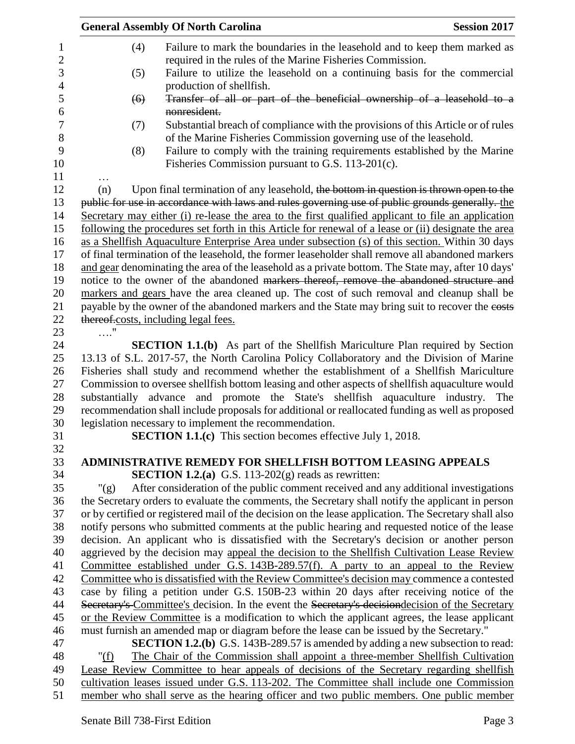(4) Failure to mark the boundaries in the leasehold and to keep them marked as required in the rules of the Marine Fisheries Commission.

(5) Failure to utilize the leasehold on a continuing basis for the commercial production of shellfish.

~~(6) Transfer of all or part of the beneficial ownership of a leasehold to a nonresident.~~

(7) Substantial breach of compliance with the provisions of this Article or of rules of the Marine Fisheries Commission governing use of the leasehold.

(8) Failure to comply with the training requirements established by the Marine Fisheries Commission pursuant to G.S. 113-201(c).

…

(n) Upon final termination of any leasehold, ~~the bottom in question is thrown open to the public for use in accordance with laws and rules governing use of public grounds generally.~~ <u>the Secretary may either (i) re-lease the area to the first qualified applicant to file an application following the procedures set forth in this Article for renewal of a lease or (ii) designate the area as a Shellfish Aquaculture Enterprise Area under subsection (s) of this section.</u> Within 30 days of final termination of the leasehold, the former leaseholder shall remove all abandoned markers <u>and gear</u> denominating the area of the leasehold as a private bottom. The State may, after 10 days' notice to the owner of the abandoned ~~markers thereof, remove the abandoned structure and markers and gears~~ <u>markers and gears</u> have the area cleaned up. The cost of such removal and cleanup shall be payable by the owner of the abandoned markers and the State may bring suit to recover the ~~costs thereof.~~<u>costs, including legal fees.</u>

…."

**SECTION 1.1.(b)** As part of the Shellfish Mariculture Plan required by Section 13.13 of S.L. 2017-57, the North Carolina Policy Collaboratory and the Division of Marine Fisheries shall study and recommend whether the establishment of a Shellfish Mariculture Commission to oversee shellfish bottom leasing and other aspects of shellfish aquaculture would substantially advance and promote the State's shellfish aquaculture industry. The recommendation shall include proposals for additional or reallocated funding as well as proposed legislation necessary to implement the recommendation.

**SECTION 1.1.(c)** This section becomes effective July 1, 2018.

## ADMINISTRATIVE REMEDY FOR SHELLFISH BOTTOM LEASING APPEALS

**SECTION 1.2.(a)** G.S. 113-202(g) reads as rewritten:

"(g) After consideration of the public comment received and any additional investigations the Secretary orders to evaluate the comments, the Secretary shall notify the applicant in person or by certified or registered mail of the decision on the lease application. The Secretary shall also notify persons who submitted comments at the public hearing and requested notice of the lease decision. An applicant who is dissatisfied with the Secretary's decision or another person aggrieved by the decision may <u>appeal the decision to the Shellfish Cultivation Lease Review Committee established under G.S. 143B-289.57(f). A party to an appeal to the Review Committee who is dissatisfied with the Review Committee's decision may</u> commence a contested case by filing a petition under G.S. 150B-23 within 20 days after receiving notice of the ~~Secretary's~~ <u>Committee's</u> decision. In the event the ~~Secretary's decision~~<u>decision of the Secretary or the Review Committee</u> is a modification to which the applicant agrees, the lease applicant must furnish an amended map or diagram before the lease can be issued by the Secretary."

**SECTION 1.2.(b)** G.S. 143B-289.57 is amended by adding a new subsection to read:

"<u>(f) The Chair of the Commission shall appoint a three-member Shellfish Cultivation Lease Review Committee to hear appeals of decisions of the Secretary regarding shellfish cultivation leases issued under G.S. 113-202. The Committee shall include one Commission member who shall serve as the hearing officer and two public members. One public member</u>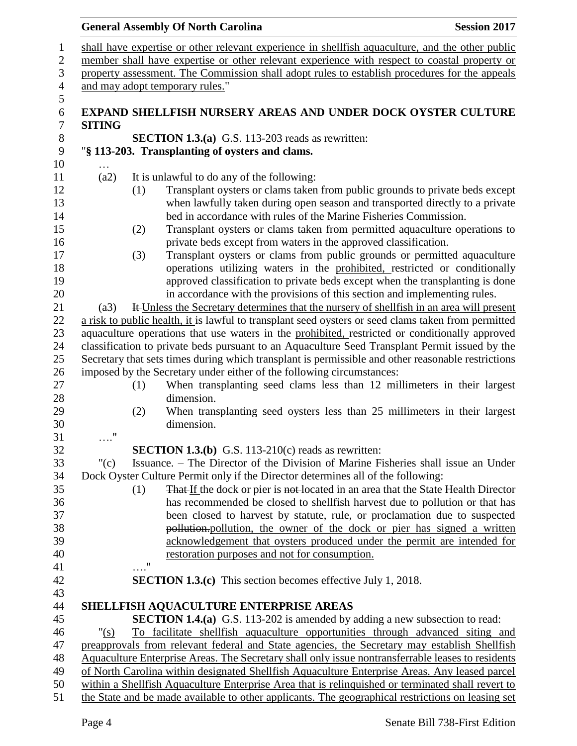shall have expertise or other relevant experience in shellfish aquaculture, and the other public member shall have expertise or other relevant experience with respect to coastal property or property assessment. The Commission shall adopt rules to establish procedures for the appeals and may adopt temporary rules."

**EXPAND SHELLFISH NURSERY AREAS AND UNDER DOCK OYSTER CULTURE SITING**

**SECTION 1.3.(a)** G.S. 113-203 reads as rewritten:

"**§ 113-203. Transplanting of oysters and clams.**

…

(a2) It is unlawful to do any of the following:

(1) Transplant oysters or clams taken from public grounds to private beds except when lawfully taken during open season and transported directly to a private bed in accordance with rules of the Marine Fisheries Commission.

(2) Transplant oysters or clams taken from permitted aquaculture operations to private beds except from waters in the approved classification.

(3) Transplant oysters or clams from public grounds or permitted aquaculture operations utilizing waters in the prohibited, restricted or conditionally approved classification to private beds except when the transplanting is done in accordance with the provisions of this section and implementing rules.

(a3) ~~It~~ Unless the Secretary determines that the nursery of shellfish in an area will present a risk to public health, it is lawful to transplant seed oysters or seed clams taken from permitted aquaculture operations that use waters in the prohibited, restricted or conditionally approved classification to private beds pursuant to an Aquaculture Seed Transplant Permit issued by the Secretary that sets times during which transplant is permissible and other reasonable restrictions imposed by the Secretary under either of the following circumstances:

(1) When transplanting seed clams less than 12 millimeters in their largest dimension.

(2) When transplanting seed oysters less than 25 millimeters in their largest dimension.

…."

**SECTION 1.3.(b)** G.S. 113-210(c) reads as rewritten:

"(c) Issuance. – The Director of the Division of Marine Fisheries shall issue an Under Dock Oyster Culture Permit only if the Director determines all of the following:

(1) ~~That~~ If the dock or pier is ~~not~~ located in an area that the State Health Director has recommended be closed to shellfish harvest due to pollution or that has been closed to harvest by statute, rule, or proclamation due to suspected ~~pollution.~~pollution, the owner of the dock or pier has signed a written acknowledgement that oysters produced under the permit are intended for restoration purposes and not for consumption.

…."

**SECTION 1.3.(c)** This section becomes effective July 1, 2018.

**SHELLFISH AQUACULTURE ENTERPRISE AREAS**

**SECTION 1.4.(a)** G.S. 113-202 is amended by adding a new subsection to read:

"(s) To facilitate shellfish aquaculture opportunities through advanced siting and preapprovals from relevant federal and State agencies, the Secretary may establish Shellfish Aquaculture Enterprise Areas. The Secretary shall only issue nontransferrable leases to residents of North Carolina within designated Shellfish Aquaculture Enterprise Areas. Any leased parcel within a Shellfish Aquaculture Enterprise Area that is relinquished or terminated shall revert to the State and be made available to other applicants. The geographical restrictions on leasing set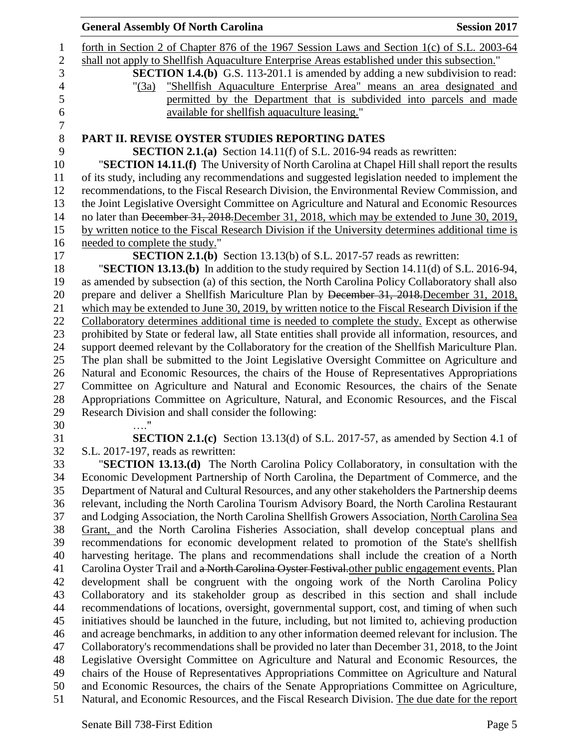forth in Section 2 of Chapter 876 of the 1967 Session Laws and Section 1(c) of S.L. 2003-64 shall not apply to Shellfish Aquaculture Enterprise Areas established under this subsection."

**SECTION 1.4.(b)** G.S. 113-201.1 is amended by adding a new subdivision to read:

"(3a) "Shellfish Aquaculture Enterprise Area" means an area designated and permitted by the Department that is subdivided into parcels and made available for shellfish aquaculture leasing."

## PART II. REVISE OYSTER STUDIES REPORTING DATES

**SECTION 2.1.(a)** Section 14.11(f) of S.L. 2016-94 reads as rewritten:

"**SECTION 14.11.(f)** The University of North Carolina at Chapel Hill shall report the results of its study, including any recommendations and suggested legislation needed to implement the recommendations, to the Fiscal Research Division, the Environmental Review Commission, and the Joint Legislative Oversight Committee on Agriculture and Natural and Economic Resources no later than ~~December 31, 2018.~~December 31, 2018, which may be extended to June 30, 2019, by written notice to the Fiscal Research Division if the University determines additional time is needed to complete the study."

**SECTION 2.1.(b)** Section 13.13(b) of S.L. 2017-57 reads as rewritten:

"**SECTION 13.13.(b)** In addition to the study required by Section 14.11(d) of S.L. 2016-94, as amended by subsection (a) of this section, the North Carolina Policy Collaboratory shall also prepare and deliver a Shellfish Mariculture Plan by ~~December 31, 2018.~~December 31, 2018, which may be extended to June 30, 2019, by written notice to the Fiscal Research Division if the Collaboratory determines additional time is needed to complete the study. Except as otherwise prohibited by State or federal law, all State entities shall provide all information, resources, and support deemed relevant by the Collaboratory for the creation of the Shellfish Mariculture Plan. The plan shall be submitted to the Joint Legislative Oversight Committee on Agriculture and Natural and Economic Resources, the chairs of the House of Representatives Appropriations Committee on Agriculture and Natural and Economic Resources, the chairs of the Senate Appropriations Committee on Agriculture, Natural, and Economic Resources, and the Fiscal Research Division and shall consider the following:

…."

**SECTION 2.1.(c)** Section 13.13(d) of S.L. 2017-57, as amended by Section 4.1 of S.L. 2017-197, reads as rewritten:

"**SECTION 13.13.(d)** The North Carolina Policy Collaboratory, in consultation with the Economic Development Partnership of North Carolina, the Department of Commerce, and the Department of Natural and Cultural Resources, and any other stakeholders the Partnership deems relevant, including the North Carolina Tourism Advisory Board, the North Carolina Restaurant and Lodging Association, the North Carolina Shellfish Growers Association, North Carolina Sea Grant, and the North Carolina Fisheries Association, shall develop conceptual plans and recommendations for economic development related to promotion of the State's shellfish harvesting heritage. The plans and recommendations shall include the creation of a North Carolina Oyster Trail and ~~a North Carolina Oyster Festival.~~other public engagement events. Plan development shall be congruent with the ongoing work of the North Carolina Policy Collaboratory and its stakeholder group as described in this section and shall include recommendations of locations, oversight, governmental support, cost, and timing of when such initiatives should be launched in the future, including, but not limited to, achieving production and acreage benchmarks, in addition to any other information deemed relevant for inclusion. The Collaboratory's recommendations shall be provided no later than December 31, 2018, to the Joint Legislative Oversight Committee on Agriculture and Natural and Economic Resources, the chairs of the House of Representatives Appropriations Committee on Agriculture and Natural and Economic Resources, the chairs of the Senate Appropriations Committee on Agriculture, Natural, and Economic Resources, and the Fiscal Research Division. The due date for the report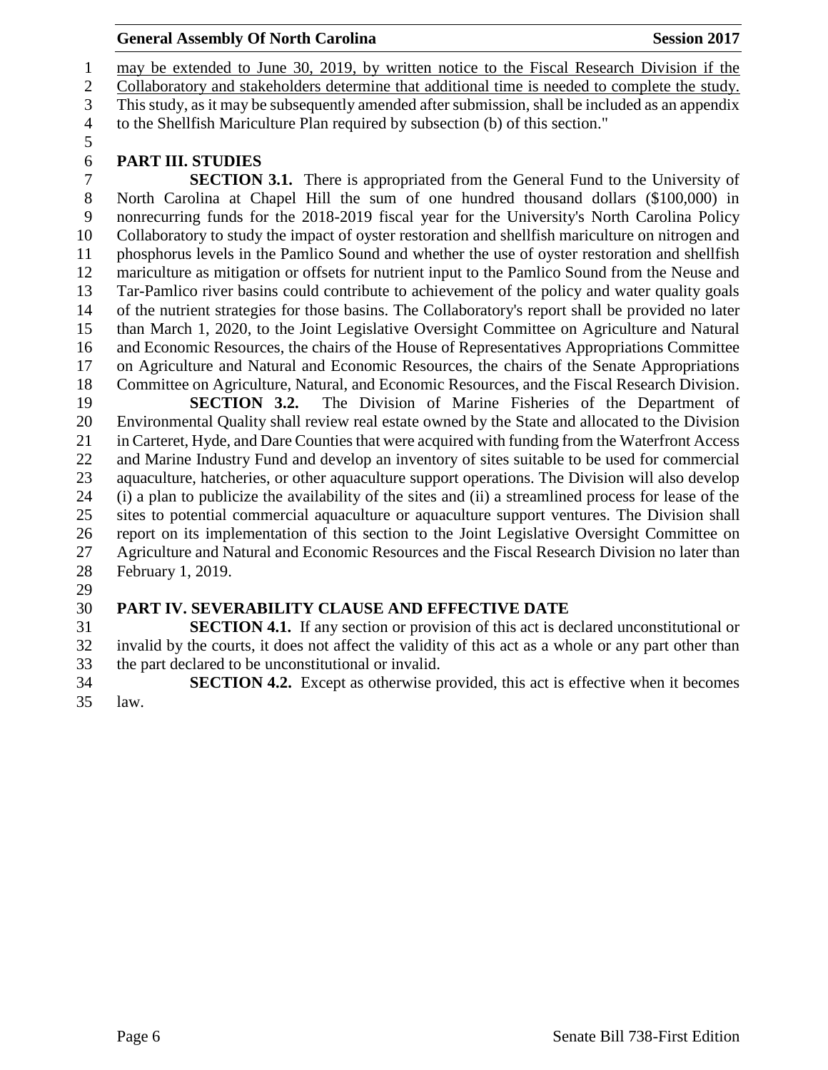may be extended to June 30, 2019, by written notice to the Fiscal Research Division if the Collaboratory and stakeholders determine that additional time is needed to complete the study. This study, as it may be subsequently amended after submission, shall be included as an appendix to the Shellfish Mariculture Plan required by subsection (b) of this section."

## PART III. STUDIES

**SECTION 3.1.** There is appropriated from the General Fund to the University of North Carolina at Chapel Hill the sum of one hundred thousand dollars ($100,000) in nonrecurring funds for the 2018-2019 fiscal year for the University's North Carolina Policy Collaboratory to study the impact of oyster restoration and shellfish mariculture on nitrogen and phosphorus levels in the Pamlico Sound and whether the use of oyster restoration and shellfish mariculture as mitigation or offsets for nutrient input to the Pamlico Sound from the Neuse and Tar-Pamlico river basins could contribute to achievement of the policy and water quality goals of the nutrient strategies for those basins. The Collaboratory's report shall be provided no later than March 1, 2020, to the Joint Legislative Oversight Committee on Agriculture and Natural and Economic Resources, the chairs of the House of Representatives Appropriations Committee on Agriculture and Natural and Economic Resources, the chairs of the Senate Appropriations Committee on Agriculture, Natural, and Economic Resources, and the Fiscal Research Division.

**SECTION 3.2.** The Division of Marine Fisheries of the Department of Environmental Quality shall review real estate owned by the State and allocated to the Division in Carteret, Hyde, and Dare Counties that were acquired with funding from the Waterfront Access and Marine Industry Fund and develop an inventory of sites suitable to be used for commercial aquaculture, hatcheries, or other aquaculture support operations. The Division will also develop (i) a plan to publicize the availability of the sites and (ii) a streamlined process for lease of the sites to potential commercial aquaculture or aquaculture support ventures. The Division shall report on its implementation of this section to the Joint Legislative Oversight Committee on Agriculture and Natural and Economic Resources and the Fiscal Research Division no later than February 1, 2019.

## PART IV. SEVERABILITY CLAUSE AND EFFECTIVE DATE

**SECTION 4.1.** If any section or provision of this act is declared unconstitutional or invalid by the courts, it does not affect the validity of this act as a whole or any part other than the part declared to be unconstitutional or invalid.

**SECTION 4.2.** Except as otherwise provided, this act is effective when it becomes law.